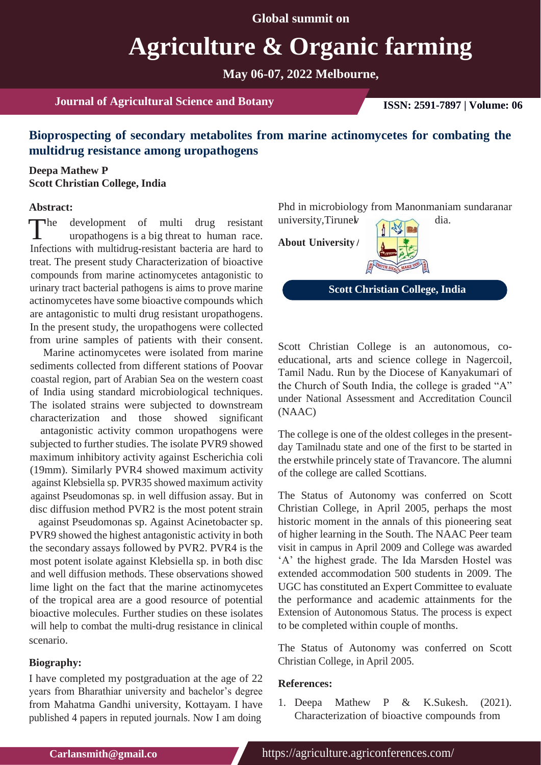Global summit on

# Agriculture & Organic farming

May 06-07, 2022 Melbourne,

## Bioprospecting of secondary metabolites from marine actinomycetes for combating the multidrug resistance among uropathogens

**Deepa Mathew P**
**Scott Christian College, India**

### Abstract:

The development of multi drug resistant uropathogens is a big threat to human race. Infections with multidrug-resistant bacteria are hard to treat. The present study Characterization of bioactive compounds from marine actinomycetes antagonistic to urinary tract bacterial pathogens is aims to prove marine actinomycetes have some bioactive compounds which are antagonistic to multi drug resistant uropathogens. In the present study, the uropathogens were collected from urine samples of patients with their consent. Marine actinomycetes were isolated from marine sediments collected from different stations of Poovar coastal region, part of Arabian Sea on the western coast of India using standard microbiological techniques. The isolated strains were subjected to downstream characterization and those showed significant antagonistic activity common uropathogens were subjected to further studies. The isolate PVR9 showed maximum inhibitory activity against Escherichia coli (19mm). Similarly PVR4 showed maximum activity against Klebsiella sp. PVR35 showed maximum activity against Pseudomonas sp. in well diffusion assay. But in disc diffusion method PVR2 is the most potent strain against Pseudomonas sp. Against Acinetobacter sp. PVR9 showed the highest antagonistic activity in both the secondary assays followed by PVR2. PVR4 is the most potent isolate against Klebsiella sp. in both disc and well diffusion methods. These observations showed lime light on the fact that the marine actinomycetes of the tropical area are a good resource of potential bioactive molecules. Further studies on these isolates will help to combat the multi-drug resistance in clinical scenario.

### Biography:

I have completed my postgraduation at the age of 22 years from Bharathiar university and bachelor's degree from Mahatma Gandhi university, Kottayam. I have published 4 papers in reputed journals. Now I am doing Phd in microbiology from Manonmaniam sundaranar university,Tirunelveli, India.

### About University / Scott Christian College, India

Scott Christian College is an autonomous, co-educational, arts and science college in Nagercoil, Tamil Nadu. Run by the Diocese of Kanyakumari of the Church of South India, the college is graded "A" under National Assessment and Accreditation Council (NAAC)

The college is one of the oldest colleges in the present-day Tamilnadu state and one of the first to be started in the erstwhile princely state of Travancore. The alumni of the college are called Scottians.

The Status of Autonomy was conferred on Scott Christian College, in April 2005, perhaps the most historic moment in the annals of this pioneering seat of higher learning in the South. The NAAC Peer team visit in campus in April 2009 and College was awarded 'A' the highest grade. The Ida Marsden Hostel was extended accommodation 500 students in 2009. The UGC has constituted an Expert Committee to evaluate the performance and academic attainments for the Extension of Autonomous Status. The process is expect to be completed within couple of months.

The Status of Autonomy was conferred on Scott Christian College, in April 2005.

### References:

1. Deepa Mathew P & K.Sukesh. (2021). Characterization of bioactive compounds from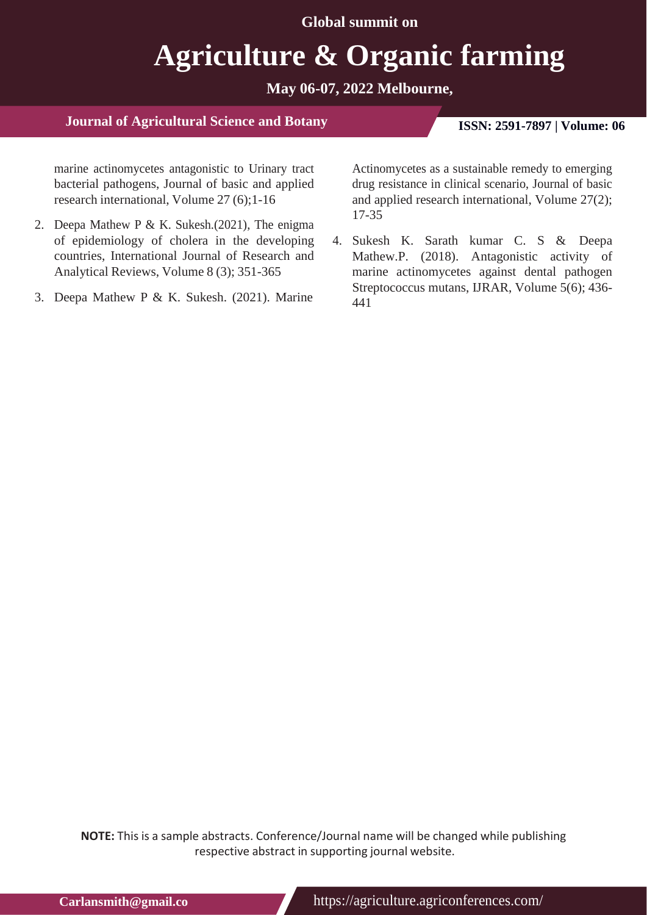marine actinomycetes antagonistic to Urinary tract bacterial pathogens, Journal of basic and applied research international, Volume 27 (6);1-16

2. Deepa Mathew P & K. Sukesh.(2021), The enigma of epidemiology of cholera in the developing countries, International Journal of Research and Analytical Reviews, Volume 8 (3); 351-365

3. Deepa Mathew P & K. Sukesh. (2021). Marine Actinomycetes as a sustainable remedy to emerging drug resistance in clinical scenario, Journal of basic and applied research international, Volume 27(2); 17-35

4. Sukesh K. Sarath kumar C. S & Deepa Mathew.P. (2018). Antagonistic activity of marine actinomycetes against dental pathogen Streptococcus mutans, IJRAR, Volume 5(6); 436-441

**NOTE:** This is a sample abstracts. Conference/Journal name will be changed while publishing respective abstract in supporting journal website.